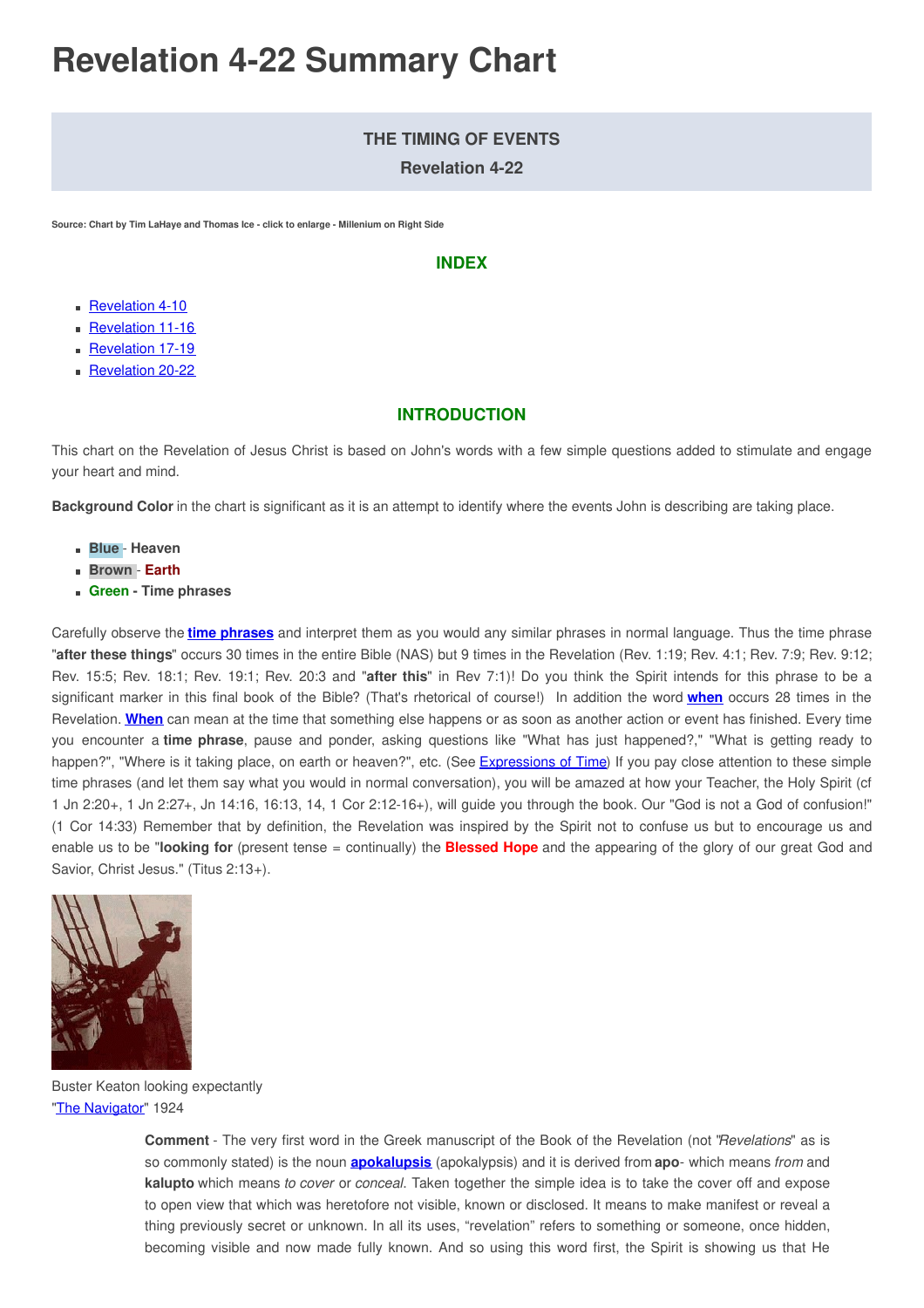# Revelation 4-22 Summary Chart

**THE TIMING OF EVENTS**

**Revelation 4-22**

**Source: Chart by Tim LaHaye and Thomas Ice - click to enlarge - Millenium on Right Side**

## INDEX

- Revelation 4-10
- Revelation 11-16
- Revelation 17-19
- Revelation 20-22

## INTRODUCTION

This chart on the Revelation of Jesus Christ is based on John's words with a few simple questions added to stimulate and engage your heart and mind.

**Background Color** in the chart is significant as it is an attempt to identify where the events John is describing are taking place.

- **Blue** - **Heaven**
- **Brown** - **Earth**
- **Green - Time phrases**

Carefully observe the **time phrases** and interpret them as you would any similar phrases in normal language. Thus the time phrase "**after these things**" occurs 30 times in the entire Bible (NAS) but 9 times in the Revelation (Rev. 1:19; Rev. 4:1; Rev. 7:9; Rev. 9:12; Rev. 15:5; Rev. 18:1; Rev. 19:1; Rev. 20:3 and "**after this**" in Rev 7:1)! Do you think the Spirit intends for this phrase to be a significant marker in this final book of the Bible? (That's rhetorical of course!) In addition the word **when** occurs 28 times in the Revelation. **When** can mean at the time that something else happens or as soon as another action or event has finished. Every time you encounter a **time phrase**, pause and ponder, asking questions like "What has just happened?," "What is getting ready to happen?", "Where is it taking place, on earth or heaven?", etc. (See Expressions of Time) If you pay close attention to these simple time phrases (and let them say what you would in normal conversation), you will be amazed at how your Teacher, the Holy Spirit (cf 1 Jn 2:20+, 1 Jn 2:27+, Jn 14:16, 16:13, 14, 1 Cor 2:12-16+), will guide you through the book. Our "God is not a God of confusion!" (1 Cor 14:33) Remember that by definition, the Revelation was inspired by the Spirit not to confuse us but to encourage us and enable us to be "**looking for** (present tense = continually) the **Blessed Hope** and the appearing of the glory of our great God and Savior, Christ Jesus." (Titus 2:13+).

Buster Keaton looking expectantly
"The Navigator" 1924

**Comment** - The very first word in the Greek manuscript of the Book of the Revelation (not "*Revelations*" as is so commonly stated) is the noun **apokalupsis** (apokalypsis) and it is derived from **apo**- which means *from* and **kalupto** which means *to cover* or *conceal*. Taken together the simple idea is to take the cover off and expose to open view that which was heretofore not visible, known or disclosed. It means to make manifest or reveal a thing previously secret or unknown. In all its uses, "revelation" refers to something or someone, once hidden, becoming visible and now made fully known. And so using this word first, the Spirit is showing us that He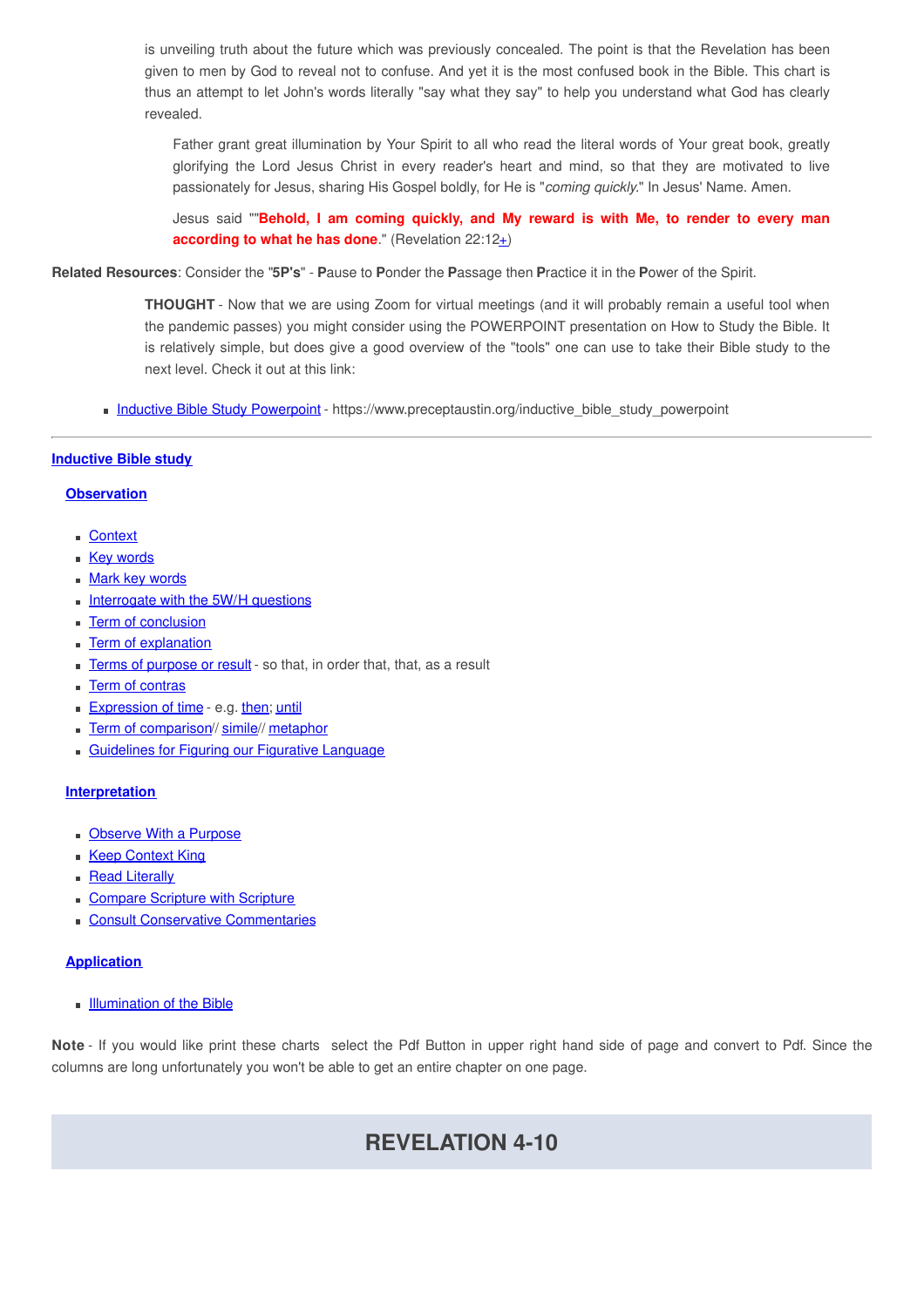is unveiling truth about the future which was previously concealed. The point is that the Revelation has been given to men by God to reveal not to confuse. And yet it is the most confused book in the Bible. This chart is thus an attempt to let John's words literally "say what they say" to help you understand what God has clearly revealed.

> Father grant great illumination by Your Spirit to all who read the literal words of Your great book, greatly glorifying the Lord Jesus Christ in every reader's heart and mind, so that they are motivated to live passionately for Jesus, sharing His Gospel boldly, for He is "*coming quickly.*" In Jesus' Name. Amen.
>
> Jesus said ""**Behold, I am coming quickly, and My reward is with Me, to render to every man according to what he has done**." (Revelation 22:12+)

**Related Resources**: Consider the "**5P's**" - **P**ause to **P**onder the **P**assage then **P**ractice it in the **P**ower of the Spirit.

> **THOUGHT** - Now that we are using Zoom for virtual meetings (and it will probably remain a useful tool when the pandemic passes) you might consider using the POWERPOINT presentation on How to Study the Bible. It is relatively simple, but does give a good overview of the "tools" one can use to take their Bible study to the next level. Check it out at this link:

- Inductive Bible Study Powerpoint - https://www.preceptaustin.org/inductive_bible_study_powerpoint

---

**Inductive Bible study**

**Observation**

- Context
- Key words
- Mark key words
- Interrogate with the 5W/H questions
- Term of conclusion
- Term of explanation
- Terms of purpose or result - so that, in order that, that, as a result
- Term of contras
- Expression of time - e.g. then; until
- Term of comparison// simile// metaphor
- Guidelines for Figuring our Figurative Language

**Interpretation**

- Observe With a Purpose
- Keep Context King
- Read Literally
- Compare Scripture with Scripture
- Consult Conservative Commentaries

**Application**

- Illumination of the Bible

**Note** - If you would like print these charts select the Pdf Button in upper right hand side of page and convert to Pdf. Since the columns are long unfortunately you won't be able to get an entire chapter on one page.

## REVELATION 4-10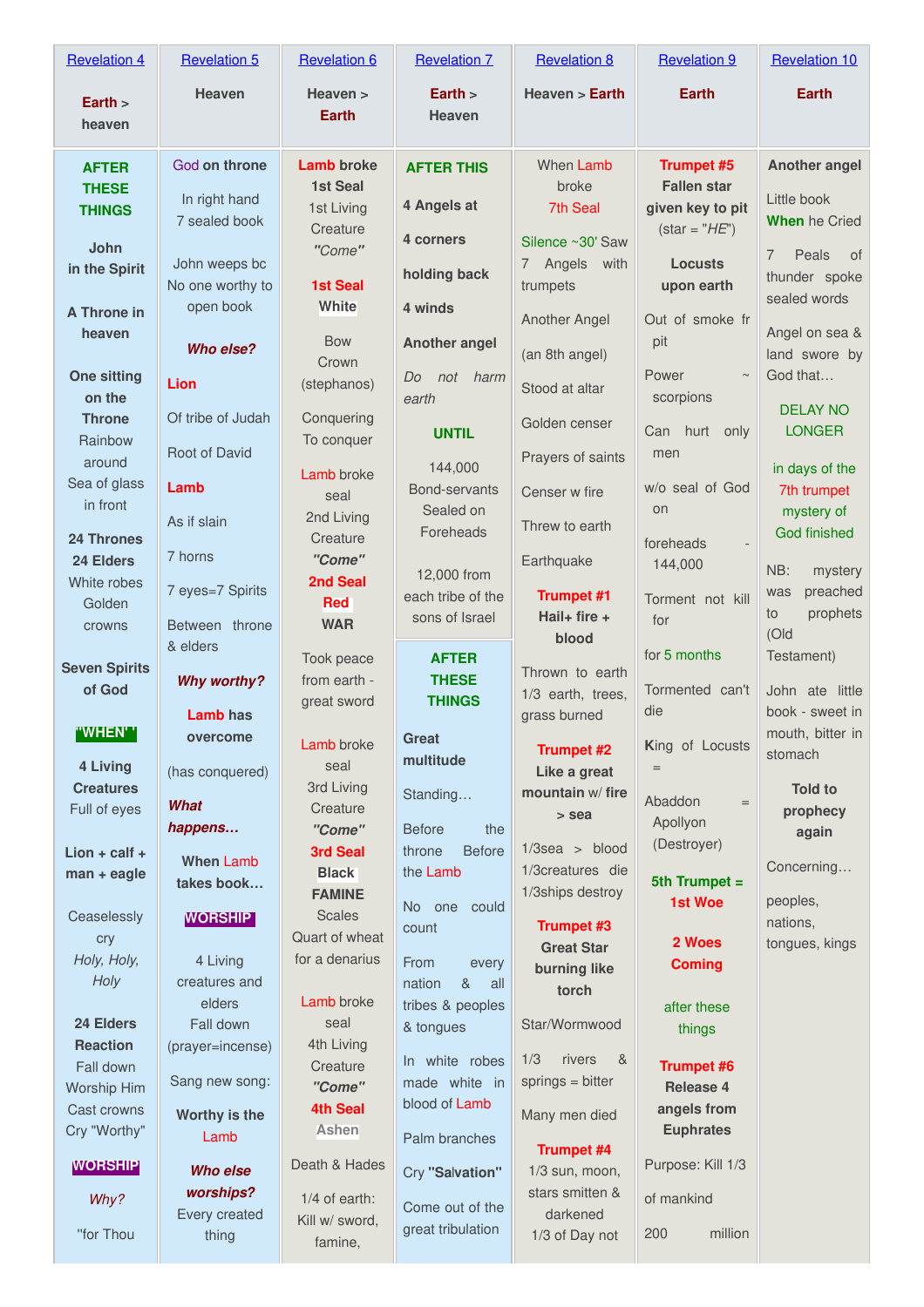| Revelation 4 | Revelation 5 | Revelation 6 | Revelation 7 | Revelation 8 | Revelation 9 | Revelation 10 |
|---|---|---|---|---|---|---|
| **Earth > heaven** | **Heaven** | **Heaven > Earth** | **Earth > Heaven** | **Heaven > Earth** | **Earth** | **Earth** |
| **AFTER THESE THINGS**<br><br>**John in the Spirit**<br><br>**A Throne in heaven**<br><br>**One sitting on the Throne**<br>Rainbow around<br>Sea of glass in front<br><br>**24 Thrones 24 Elders**<br>White robes<br>Golden crowns<br><br>**Seven Spirits of God**<br><br>**"WHEN"**<br><br>**4 Living Creatures**<br>Full of eyes<br><br>**Lion + calf + man + eagle**<br><br>Ceaselessly cry<br>*Holy, Holy, Holy*<br><br>**24 Elders Reaction**<br>Fall down<br>Worship Him<br>Cast crowns<br>Cry "Worthy"<br><br>**WORSHIP**<br><br>*Why?*<br><br>"for Thou | God **on throne**<br><br>In right hand<br>7 sealed book<br><br>John weeps bc<br>No one worthy to open book<br><br>***Who else?***<br><br>**Lion**<br>Of tribe of Judah<br><br>Root of David<br><br>**Lamb**<br>As if slain<br><br>7 horns<br><br>7 eyes=7 Spirits<br><br>Between throne & elders<br><br>***Why worthy?***<br><br>**Lamb has overcome**<br><br>(has conquered)<br><br>***What happens…***<br><br>**When Lamb takes book…**<br><br>**WORSHIP**<br><br>4 Living creatures and elders<br>Fall down<br>(prayer=incense)<br><br>Sang new song:<br><br>**Worthy is the** Lamb<br><br>***Who else worships?***<br>Every created thing | **Lamb broke 1st Seal**<br>1st Living Creature<br>*"Come"*<br><br>**1st Seal**<br>**White**<br><br>Bow<br>Crown (stephanos)<br><br>Conquering<br>To conquer<br><br>Lamb broke seal<br>2nd Living Creature<br>***"Come"***<br>**2nd Seal**<br>**Red**<br>**WAR**<br><br>Took peace from earth - great sword<br><br>Lamb broke seal<br>3rd Living Creature<br>***"Come"***<br>**3rd Seal**<br>**Black**<br>**FAMINE**<br>Scales<br>Quart of wheat for a denarius<br><br>Lamb broke seal<br>4th Living Creature<br>***"Come"***<br>**4th Seal**<br>**Ashen**<br><br>Death & Hades<br><br>1/4 of earth:<br>Kill w/ sword, famine, | **AFTER THIS**<br><br>**4 Angels at**<br><br>**4 corners**<br><br>**holding back**<br><br>**4 winds**<br><br>**Another angel**<br><br>*Do not harm earth*<br><br>**UNTIL**<br><br>144,000<br>Bond-servants<br>Sealed on Foreheads<br><br>12,000 from each tribe of the sons of Israel<br><br>**AFTER THESE THINGS**<br><br>**Great multitude**<br><br>Standing…<br><br>Before the throne Before the Lamb<br><br>No one could count<br><br>From every nation & all tribes & peoples & tongues<br><br>In white robes made white in blood of Lamb<br><br>Palm branches<br><br>Cry **"Salvation"**<br><br>Come out of the great tribulation | When Lamb broke<br>7th Seal<br><br>Silence ~30' Saw 7 Angels with trumpets<br><br>Another Angel<br><br>(an 8th angel)<br><br>Stood at altar<br><br>Golden censer<br><br>Prayers of saints<br><br>Censer w fire<br><br>Threw to earth<br><br>Earthquake<br><br>**Trumpet #1**<br>**Hail+ fire + blood**<br><br>Thrown to earth<br>1/3 earth, trees, grass burned<br><br>**Trumpet #2**<br>**Like a great mountain w/ fire > sea**<br><br>1/3sea > blood<br>1/3creatures die<br>1/3ships destroy<br><br>**Trumpet #3**<br>**Great Star burning like torch**<br><br>Star/Wormwood<br><br>1/3 rivers & springs = bitter<br><br>Many men died<br><br>**Trumpet #4**<br>1/3 sun, moon, stars smitten & darkened<br>1/3 of Day not | **Trumpet #5**<br>**Fallen star given key to pit**<br>(star = "*HE*")<br><br>**Locusts upon earth**<br><br>Out of smoke fr pit<br><br>Power ~ scorpions<br><br>Can hurt only men<br><br>w/o seal of God on<br><br>foreheads - 144,000<br><br>Torment not kill for<br><br>for 5 months<br><br>Tormented can't die<br><br>**K**ing of Locusts =<br><br>Abaddon = Apollyon (Destroyer)<br><br>**5th Trumpet = 1st Woe**<br><br>**2 Woes Coming**<br><br>after these things<br><br>**Trumpet #6**<br>**Release 4 angels from Euphrates**<br><br>Purpose: Kill 1/3<br><br>of mankind<br><br>200 million | **Another angel**<br><br>Little book<br>**When** he Cried<br><br>7 Peals of thunder spoke sealed words<br><br>Angel on sea & land swore by God that…<br><br>DELAY NO LONGER<br><br>in days of the 7th trumpet mystery of God finished<br><br>NB: mystery was preached to prophets (Old Testament)<br><br>John ate little book - sweet in mouth, bitter in stomach<br><br>**Told to prophecy again**<br><br>Concerning…<br><br>peoples, nations, tongues, kings |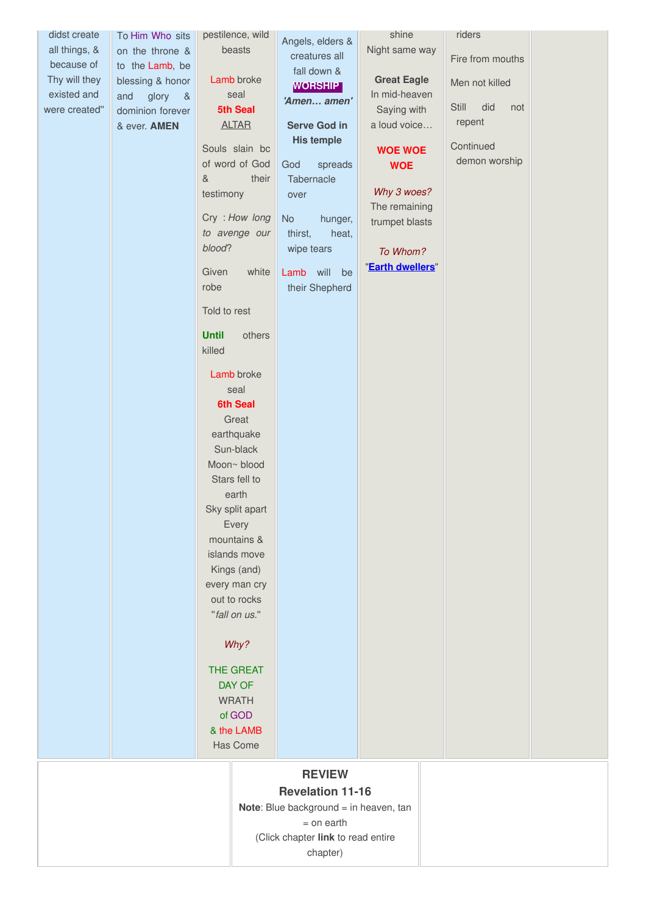| | | | | | | |
|---|---|---|---|---|---|---|
| didst create all things, & because of Thy will they existed and were created" | To Him Who sits on the throne & to the Lamb, be blessing & honor and glory & dominion forever & ever. **AMEN** | pestilence, wild beasts<br><br>Lamb broke seal<br>**5th Seal**<br>ALTAR<br><br>Souls slain bc of word of God & their testimony<br><br>Cry : *How long to avenge our blood*?<br><br>Given white robe<br><br>Told to rest<br><br>**Until** others killed<br><br>Lamb broke seal<br>**6th Seal**<br>Great earthquake<br>Sun-black<br>Moon~ blood<br>Stars fell to earth<br>Sky split apart<br>Every mountains & islands move<br>Kings (and) every man cry out to rocks<br>"*fall on us.*"<br><br>*Why?*<br><br>THE GREAT DAY OF WRATH of GOD & the LAMB Has Come | Angels, elders & creatures all fall down & **WORSHIP**<br>***'Amen… amen'***<br><br>**Serve God in His temple**<br><br>God spreads Tabernacle over<br><br>No hunger, thirst, heat, wipe tears<br><br>Lamb will be their Shepherd | shine<br>Night same way<br><br>**Great Eagle**<br>In mid-heaven<br>Saying with a loud voice…<br><br>**WOE WOE WOE**<br><br>*Why 3 woes?*<br>The remaining trumpet blasts<br><br>*To Whom?*<br>"**Earth dwellers**" | riders<br><br>Fire from mouths<br><br>Men not killed<br><br>Still did not repent<br><br>Continued demon worship | |

**REVIEW**
**Revelation 11-16**

**Note**: Blue background = in heaven, tan = on earth
(Click chapter **link** to read entire chapter)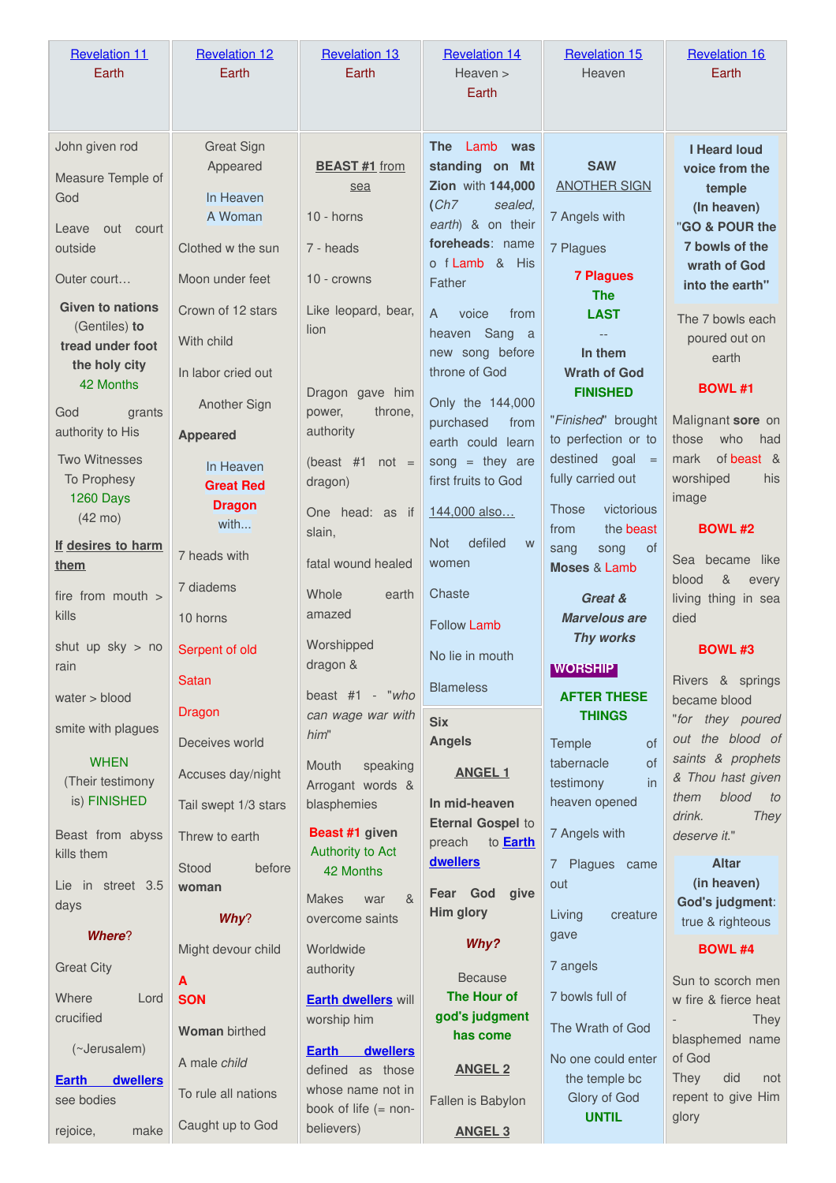| Revelation 11<br>Earth | Revelation 12<br>Earth | Revelation 13<br>Earth | Revelation 14<br>Heaven ><br>Earth | Revelation 15<br>Heaven | Revelation 16<br>Earth |
|---|---|---|---|---|---|
| John given rod<br><br>Measure Temple of God<br><br>Leave out court outside<br><br>Outer court…<br><br>**Given to nations** (Gentiles) **to tread under foot the holy city** 42 Months<br><br>God grants authority to His<br><br>Two Witnesses To Prophesy 1260 Days (42 mo)<br><br>**If desires to harm them**<br><br>fire from mouth > kills<br><br>shut up sky > no rain<br><br>water > blood<br><br>smite with plagues<br><br>WHEN (Their testimony is) FINISHED<br><br>Beast from abyss kills them<br><br>Lie in street 3.5 days<br><br>***Where***?<br><br>Great City<br><br>Where Lord crucified<br><br>(~Jerusalem)<br><br>**Earth dwellers** see bodies<br><br>rejoice, make | Great Sign Appeared<br><br>In Heaven A Woman<br><br>Clothed w the sun<br><br>Moon under feet<br><br>Crown of 12 stars<br><br>With child<br><br>In labor cried out<br><br>Another Sign<br><br>**Appeared**<br><br>In Heaven **Great Red Dragon** with...<br><br>7 heads with<br><br>7 diadems<br><br>10 horns<br><br>Serpent of old<br><br>Satan<br><br>Dragon<br><br>Deceives world<br><br>Accuses day/night<br><br>Tail swept 1/3 stars<br><br>Threw to earth<br><br>Stood before **woman**<br><br>***Why***?<br><br>Might devour child<br><br>**A SON**<br><br>**Woman** birthed<br><br>A male *child*<br><br>To rule all nations<br><br>Caught up to God | **BEAST #1** from sea<br><br>10 - horns<br><br>7 - heads<br><br>10 - crowns<br><br>Like leopard, bear, lion<br><br>Dragon gave him power, throne, authority<br><br>(beast #1 not = dragon)<br><br>One head: as if slain,<br><br>fatal wound healed<br><br>Whole earth amazed<br><br>Worshipped dragon &<br><br>beast #1 - "*who can wage war with him*"<br><br>Mouth speaking Arrogant words & blasphemies<br><br>**Beast #1 given** Authority to Act 42 Months<br><br>Makes war & overcome saints<br><br>Worldwide authority<br><br>**Earth dwellers** will worship him<br><br>**Earth dwellers** defined as those whose name not in book of life (= non-believers) | **The** Lamb **was standing on Mt Zion** with **144,000** (*Ch7 sealed, earth*) & on their **foreheads**: name o f Lamb & His Father<br><br>A voice from heaven Sang a new song before throne of God<br><br>Only the 144,000 purchased from earth could learn song = they are first fruits to God<br><br>144,000 also…<br><br>Not defiled w women<br><br>Chaste<br><br>Follow Lamb<br><br>No lie in mouth<br><br>Blameless<br><br>**Six Angels**<br><br>**ANGEL 1**<br><br>**In mid-heaven Eternal Gospel** to preach to **Earth dwellers**<br><br>**Fear God give Him glory**<br><br>***Why?***<br><br>Because **The Hour of god's judgment has come**<br><br>**ANGEL 2**<br><br>Fallen is Babylon<br><br>**ANGEL 3** | **SAW** ANOTHER SIGN<br><br>7 Angels with<br><br>7 Plagues<br><br>**7 Plagues The LAST** --<br><br>**In them Wrath of God FINISHED**<br><br>"*Finished*" brought to perfection or to destined goal = fully carried out<br><br>Those victorious from the beast sang song of **Moses** & **Lamb**<br><br>***Great & Marvelous are Thy works***<br><br>**WORSHIP**<br><br>**AFTER THESE THINGS**<br><br>Temple of tabernacle of testimony in heaven opened<br><br>7 Angels with<br><br>7 Plagues came out<br><br>Living creature gave<br><br>7 angels<br><br>7 bowls full of<br><br>The Wrath of God<br><br>No one could enter the temple bc Glory of God **UNTIL** | **I Heard loud voice from the temple (In heaven) "GO & POUR the 7 bowls of the wrath of God into the earth"**<br><br>The 7 bowls each poured out on earth<br><br>**BOWL #1**<br><br>Malignant **sore** on those who had mark of beast & worshiped his image<br><br>**BOWL #2**<br><br>Sea became like blood & every living thing in sea died<br><br>**BOWL #3**<br><br>Rivers & springs became blood "*for they poured out the blood of saints & prophets & Thou hast given them blood to drink. They deserve it.*"<br><br>**Altar (in heaven) God's judgment**: true & righteous<br><br>**BOWL #4**<br><br>Sun to scorch men w fire & fierce heat - They blasphemed name of God They did not repent to give Him glory |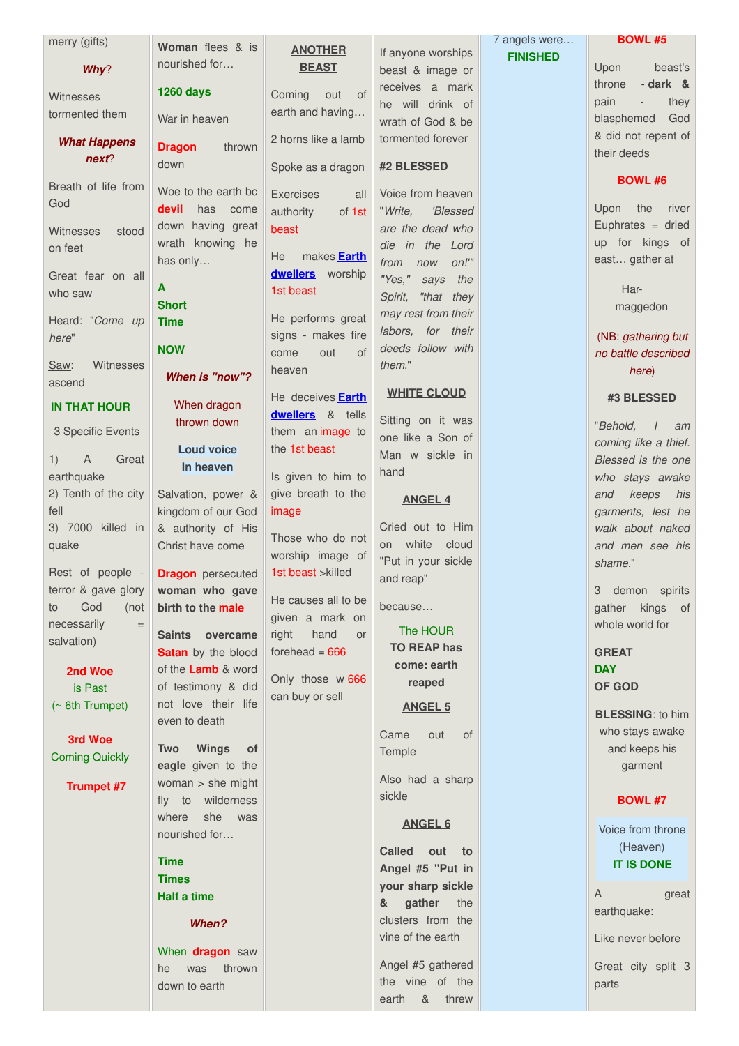merry (gifts)

***Why?***

Witnesses tormented them

***What Happens next?***

Breath of life from God

Witnesses stood on feet

Great fear on all who saw

Heard: "*Come up here*"

Saw: Witnesses ascend

**IN THAT HOUR**

3 Specific Events

1) A Great earthquake
2) Tenth of the city fell
3) 7000 killed in quake

Rest of people - terror & gave glory to God (not necessarily = salvation)

**2nd Woe** is Past (~ 6th Trumpet)

**3rd Woe** Coming Quickly

**Trumpet #7**

---

**Woman** flees & is nourished for…

**1260 days**

War in heaven

**Dragon** thrown down

Woe to the earth bc **devil** has come down having great wrath knowing he has only…

**A Short Time**

**NOW**

***When is "now"?***

When dragon thrown down

**Loud voice In heaven**

Salvation, power & kingdom of our God & authority of His Christ have come

**Dragon** persecuted **woman who gave birth to the male**

**Saints overcame Satan** by the blood of the **Lamb** & word of testimony & did not love their life even to death

**Two Wings of eagle** given to the woman > she might fly to wilderness where she was nourished for…

**Time**
**Times**
**Half a time**

***When?***

When **dragon** saw he was thrown down to earth

---

**ANOTHER BEAST**

Coming out of earth and having…

2 horns like a lamb

Spoke as a dragon

Exercises all authority of 1st beast

He makes **Earth dwellers** worship 1st beast

He performs great signs - makes fire come out of heaven

He deceives **Earth dwellers** & tells them an image to the 1st beast

Is given to him to give breath to the image

Those who do not worship image of 1st beast >killed

He causes all to be given a mark on right hand or forehead = 666

Only those w 666 can buy or sell

---

If anyone worships beast & image or receives a mark he will drink of wrath of God & be tormented forever

**#2 BLESSED**

Voice from heaven "*Write, 'Blessed are the dead who die in the Lord from now on!'" "Yes," says the Spirit, "that they may rest from their labors, for their deeds follow with them.*"

**WHITE CLOUD**

Sitting on it was one like a Son of Man w sickle in hand

**ANGEL 4**

Cried out to Him on white cloud "Put in your sickle and reap"

because…

**The HOUR TO REAP has come: earth reaped**

**ANGEL 5**

Came out of Temple

Also had a sharp sickle

**ANGEL 6**

**Called out to Angel #5 "Put in your sharp sickle & gather** the clusters from the vine of the earth

Angel #5 gathered the vine of the earth & threw

---

7 angels were…
**FINISHED**

---

**BOWL #5**

Upon beast's throne - **dark & pain** - they blasphemed God & did not repent of their deeds

**BOWL #6**

Upon the river Euphrates = dried up for kings of east… gather at

Har-maggedon

(NB: *gathering but no battle described here*)

**#3 BLESSED**

"*Behold, I am coming like a thief. Blessed is the one who stays awake and keeps his garments, lest he walk about naked and men see his shame.*"

3 demon spirits gather kings of whole world for

**GREAT DAY OF GOD**

**BLESSING**: to him who stays awake and keeps his garment

**BOWL #7**

Voice from throne (Heaven)
**IT IS DONE**

A great earthquake:

Like never before

Great city split 3 parts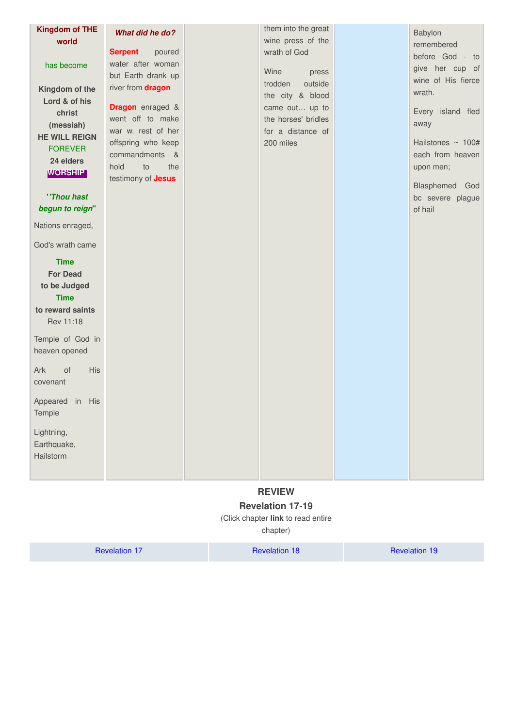| Kingdom of THE world has become Kingdom of the Lord & of his christ (messiah) HE WILL REIGN FOREVER 24 elders WORSHIP ***"Thou hast begun to reign"*** Nations enraged, God's wrath came **Time For Dead to be Judged Time to reward saints** Rev 11:18 Temple of God in heaven opened Ark of His covenant Appeared in His Temple Lightning, Earthquake, Hailstorm | ***What did he do?*** **Serpent** poured water after woman but Earth drank up river from **dragon** **Dragon** enraged & went off to make war w. rest of her offspring who keep commandments & hold to the testimony of **Jesus** | | them into the great wine press of the wrath of God Wine press trodden outside the city & blood came out… up to the horses' bridles for a distance of 200 miles | | Babylon remembered before God - to give her cup of wine of His fierce wrath. Every island fled away Hailstones ~ 100# each from heaven upon men; Blasphemed God bc severe plague of hail |
|---|---|---|---|---|---|

**REVIEW**
**Revelation 17-19**
(Click chapter **link** to read entire chapter)

| Revelation 17 | Revelation 18 | Revelation 19 |
|---|---|---|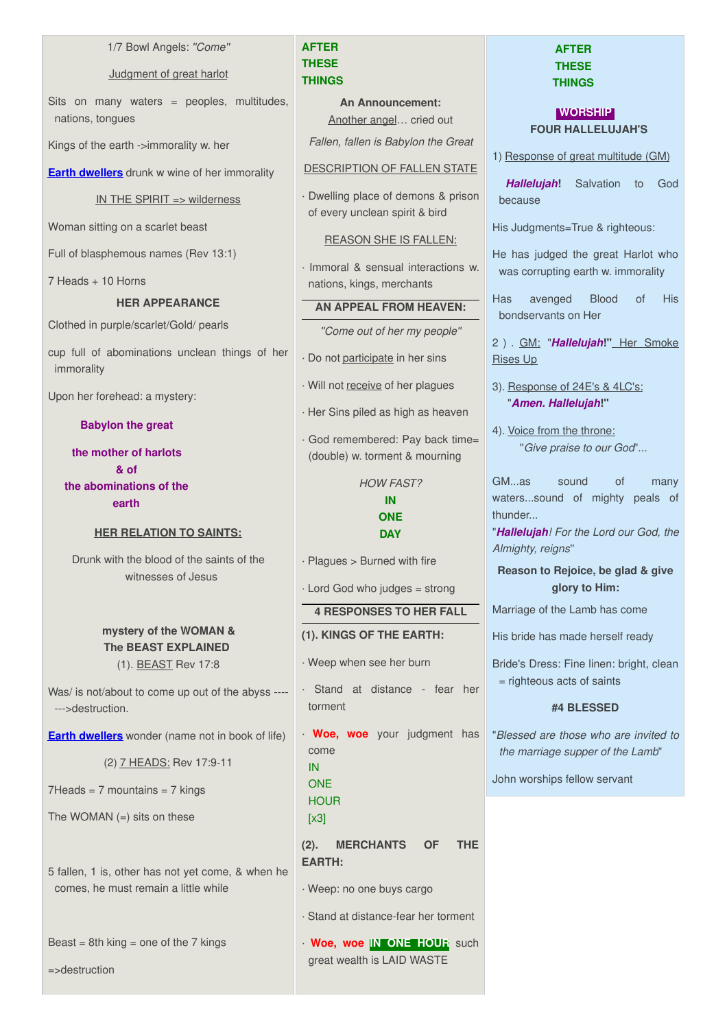1/7 Bowl Angels: *"Come"*

Judgment of great harlot

Sits on many waters = peoples, multitudes, nations, tongues

Kings of the earth ->immorality w. her

**Earth dwellers** drunk w wine of her immorality

IN THE SPIRIT => wilderness

Woman sitting on a scarlet beast

Full of blasphemous names (Rev 13:1)

7 Heads + 10 Horns

**HER APPEARANCE**

Clothed in purple/scarlet/Gold/ pearls

cup full of abominations unclean things of her immorality

Upon her forehead: a mystery:

**Babylon the great**

**the mother of harlots**
**& of**
**the abominations of the earth**

**HER RELATION TO SAINTS:**

Drunk with the blood of the saints of the witnesses of Jesus

**mystery of the WOMAN & The BEAST EXPLAINED**

(1). BEAST Rev 17:8

Was/ is not/about to come up out of the abyss -------->destruction.

**Earth dwellers** wonder (name not in book of life)

(2) 7 HEADS: Rev 17:9-11

7Heads = 7 mountains = 7 kings

The WOMAN (=) sits on these

5 fallen, 1 is, other has not yet come, & when he comes, he must remain a little while

Beast = 8th king = one of the 7 kings

=>destruction

**AFTER THESE THINGS**

**An Announcement:**

Another angel… cried out

*Fallen, fallen is Babylon the Great*

DESCRIPTION OF FALLEN STATE

- Dwelling place of demons & prison of every unclean spirit & bird

REASON SHE IS FALLEN:

- Immoral & sensual interactions w. nations, kings, merchants

**AN APPEAL FROM HEAVEN:**

*"Come out of her my people"*

- Do not participate in her sins
- Will not receive of her plagues
- Her Sins piled as high as heaven
- God remembered: Pay back time= (double) w. torment & mourning

*HOW FAST?*
**IN ONE DAY**

- Plagues > Burned with fire
- Lord God who judges = strong

**4 RESPONSES TO HER FALL**

**(1). KINGS OF THE EARTH:**

- Weep when see her burn
- Stand at distance - fear her torment
- **Woe, woe** your judgment has come IN ONE HOUR [x3]

**(2). MERCHANTS OF THE EARTH:**

- Weep: no one buys cargo
- Stand at distance-fear her torment
- **Woe, woe** **IN ONE HOUR** such great wealth is LAID WASTE

**AFTER THESE THINGS**

**WORSHIP**

**FOUR HALLELUJAH'S**

1) Response of great multitude (GM)

***Hallelujah*!** Salvation to God because

His Judgments=True & righteous:

He has judged the great Harlot who was corrupting earth w. immorality

Has avenged Blood of His bondservants on Her

2 ) . GM: "***Hallelujah*!"** Her Smoke Rises Up

3). Response of 24E's & 4LC's: "***Amen. Hallelujah*!**"

4). Voice from the throne: "*Give praise to our God*"...

GM...as sound of many waters...sound of mighty peals of thunder...
"***Hallelujah****! For the Lord our God, the Almighty, reigns*"

**Reason to Rejoice, be glad & give glory to Him:**

Marriage of the Lamb has come

His bride has made herself ready

Bride's Dress: Fine linen: bright, clean = righteous acts of saints

**#4 BLESSED**

"*Blessed are those who are invited to the marriage supper of the Lamb*"

John worships fellow servant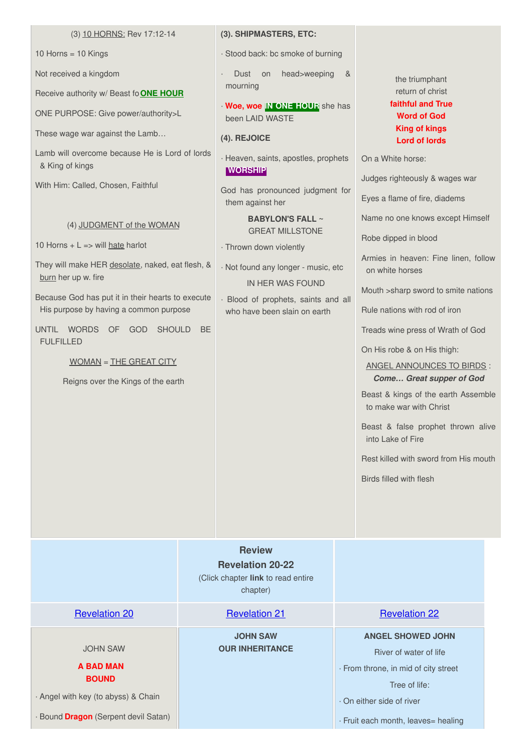(3) 10 HORNS: Rev 17:12-14

10 Horns = 10 Kings

Not received a kingdom

Receive authority w/ Beast fo **ONE HOUR**

ONE PURPOSE: Give power/authority>L

These wage war against the Lamb…

Lamb will overcome because He is Lord of lords & King of kings

With Him: Called, Chosen, Faithful

(4) JUDGMENT of the WOMAN

10 Horns + L => will hate harlot

They will make HER desolate, naked, eat flesh, & burn her up w. fire

Because God has put it in their hearts to execute His purpose by having a common purpose

UNTIL WORDS OF GOD SHOULD BE FULFILLED

WOMAN = THE GREAT CITY

Reigns over the Kings of the earth

**(3). SHIPMASTERS, ETC:**

· Stood back: bc smoke of burning

· Dust on head>weeping & mourning

· **Woe, woe** **IN ONE HOUR** she has been LAID WASTE

**(4). REJOICE**

· Heaven, saints, apostles, prophets **WORSHIP**

God has pronounced judgment for them against her

**BABYLON'S FALL ~**
GREAT MILLSTONE

· Thrown down violently

· Not found any longer - music, etc

IN HER WAS FOUND

· Blood of prophets, saints and all who have been slain on earth

the triumphant
return of christ
**faithful and True**
**Word of God**
**King of kings**
**Lord of lords**

On a White horse:

Judges righteously & wages war

Eyes a flame of fire, diadems

Name no one knows except Himself

Robe dipped in blood

Armies in heaven: Fine linen, follow on white horses

Mouth >sharp sword to smite nations

Rule nations with rod of iron

Treads wine press of Wrath of God

On His robe & on His thigh:

ANGEL ANNOUNCES TO BIRDS :
***Come… Great supper of God***

Beast & kings of the earth Assemble to make war with Christ

Beast & false prophet thrown alive into Lake of Fire

Rest killed with sword from His mouth

Birds filled with flesh

| | **Review**<br>**Revelation 20-22**<br>(Click chapter **link** to read entire chapter) | |
|---|---|---|
| Revelation 20 | Revelation 21 | Revelation 22 |
| JOHN SAW<br>**A BAD MAN BOUND**<br>· Angel with key (to abyss) & Chain<br>· Bound **Dragon** (Serpent devil Satan) | **JOHN SAW**<br>**OUR INHERITANCE** | **ANGEL SHOWED JOHN**<br>River of water of life<br>· From throne, in mid of city street<br>Tree of life:<br>· On either side of river<br>· Fruit each month, leaves= healing |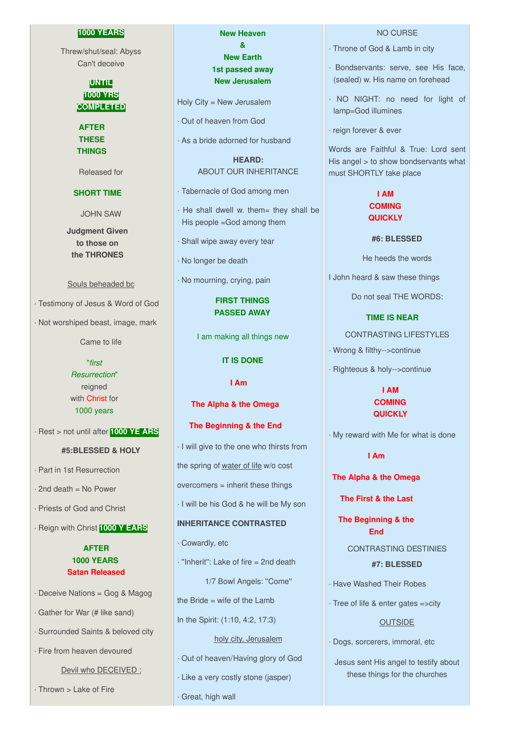**1000 YEARS**

Threw/shut/seal: Abyss
Can't deceive

**UNTIL**
**1000 YRS**
**COMPLETED**

**AFTER**
**THESE**
**THINGS**

Released for

**SHORT TIME**

JOHN SAW

**Judgment Given**
**to those on**
**the THRONES**

Souls beheaded bc

- Testimony of Jesus & Word of God
- Not worshiped beast, image, mark

Came to life

"*first*
*Resurrection*"
reigned
with Christ for
1000 years

- Rest > not until after **1000 YE ARS**

**#5:BLESSED & HOLY**

- Part in 1st Resurrection
- 2nd death = No Power
- Priests of God and Christ
- Reign with Christ **1000 Y EARS**

**AFTER**
**1000 YEARS**
**Satan Released**

- Deceive Nations = Gog & Magog
- Gather for War (# like sand)
- Surrounded Saints & beloved city
- Fire from heaven devoured

Devil who DECEIVED :

- Thrown > Lake of Fire

**New Heaven**
**&**
**New Earth**
**1st passed away**
**New Jerusalem**

Holy City = New Jerusalem

- Out of heaven from God
- As a bride adorned for husband

**HEARD:**
ABOUT OUR INHERITANCE

- Tabernacle of God among men
- He shall dwell w. them= they shall be His people =God among them
- Shall wipe away every tear
- No longer be death
- No mourning, crying, pain

**FIRST THINGS**
**PASSED AWAY**

I am making all things new

**IT IS DONE**

**I Am**

**The Alpha & the Omega**

**The Beginning & the End**

- I will give to the one who thirsts from

the spring of water of life w/o cost

overcomers = inherit these things

- I will be his God & he will be My son

**INHERITANCE CONTRASTED**

- Cowardly, etc
- "Inherit": Lake of fire = 2nd death

1/7 Bowl Angels: "Come"

the Bride = wife of the Lamb

In the Spirit: (1:10, 4:2, 17:3)

holy city, Jerusalem

- Out of heaven/Having glory of God
- Like a very costly stone (jasper)
- Great, high wall

NO CURSE

- Throne of God & Lamb in city
- Bondservants: serve, see His face, (sealed) w. His name on forehead
- NO NIGHT: no need for light of lamp=God illumines
- reign forever & ever

Words are Faithful & True: Lord sent His angel > to show bondservants what must SHORTLY take place

**I AM**
**COMING**
**QUICKLY**

**#6: BLESSED**

He heeds the words

I John heard & saw these things

Do not seal THE WORDS:

**TIME IS NEAR**

CONTRASTING LIFESTYLES

- Wrong & filthy-->continue
- Righteous & holy-->continue

**I AM**
**COMING**
**QUICKLY**

- My reward with Me for what is done

**I Am**

**The Alpha & the Omega**

**The First & the Last**

**The Beginning & the End**

CONTRASTING DESTINIES

**#7: BLESSED**

- Have Washed Their Robes
- Tree of life & enter gates =>city

OUTSIDE

- Dogs, sorcerers, immoral, etc

Jesus sent His angel to testify about these things for the churches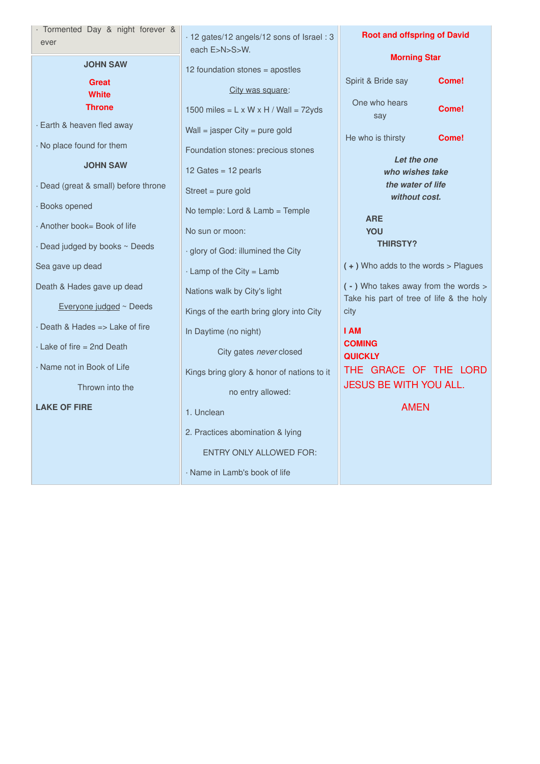· Tormented Day & night forever & ever

**JOHN SAW**

**Great White Throne**

· Earth & heaven fled away

· No place found for them

**JOHN SAW**

· Dead (great & small) before throne

· Books opened

· Another book= Book of life

· Dead judged by books ~ Deeds

Sea gave up dead

Death & Hades gave up dead

Everyone judged ~ Deeds

· Death & Hades => Lake of fire

· Lake of fire = 2nd Death

· Name not in Book of Life

Thrown into the

**LAKE OF FIRE**

· 12 gates/12 angels/12 sons of Israel : 3 each E>N>S>W.

12 foundation stones = apostles

City was square:

1500 miles = L x W x H / Wall = 72yds

Wall = jasper City = pure gold

Foundation stones: precious stones

12 Gates = 12 pearls

Street = pure gold

No temple: Lord & Lamb = Temple

No sun or moon:

· glory of God: illumined the City

· Lamp of the City = Lamb

Nations walk by City's light

Kings of the earth bring glory into City

In Daytime (no night)

City gates *never* closed

Kings bring glory & honor of nations to it

no entry allowed:

1. Unclean
2. Practices abomination & lying

ENTRY ONLY ALLOWED FOR:

· Name in Lamb's book of life

**Root and offspring of David**

**Morning Star**

Spirit & Bride say **Come!**

One who hears say **Come!**

He who is thirsty **Come!**

***Let the one who wishes take the water of life without cost.***

**ARE YOU THIRSTY?**

**( + )** Who adds to the words > Plagues

**( - )** Who takes away from the words > Take his part of tree of life & the holy city

**I AM COMING QUICKLY**

THE GRACE OF THE LORD JESUS BE WITH YOU ALL.

AMEN